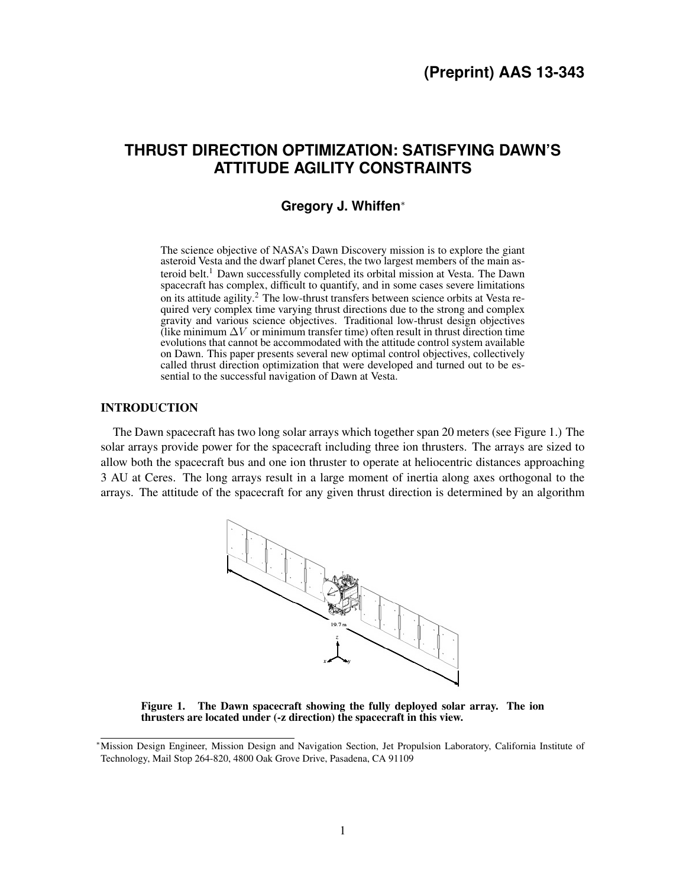**(Preprint) AAS 13-343**

# THRUST DIRECTION OPTIMIZATION: SATISFYING DAWN'S ATTITUDE AGILITY CONSTRAINTS

**Gregory J. Whiffen***

The science objective of NASA's Dawn Discovery mission is to explore the giant asteroid Vesta and the dwarf planet Ceres, the two largest members of the main asteroid belt.[1] Dawn successfully completed its orbital mission at Vesta. The Dawn spacecraft has complex, difficult to quantify, and in some cases severe limitations on its attitude agility.[2] The low-thrust transfers between science orbits at Vesta required very complex time varying thrust directions due to the strong and complex gravity and various science objectives. Traditional low-thrust design objectives (like minimum $\Delta V$ or minimum transfer time) often result in thrust direction time evolutions that cannot be accommodated with the attitude control system available on Dawn. This paper presents several new optimal control objectives, collectively called thrust direction optimization that were developed and turned out to be essential to the successful navigation of Dawn at Vesta.

## INTRODUCTION

The Dawn spacecraft has two long solar arrays which together span 20 meters (see Figure 1.) The solar arrays provide power for the spacecraft including three ion thrusters. The arrays are sized to allow both the spacecraft bus and one ion thruster to operate at heliocentric distances approaching 3 AU at Ceres. The long arrays result in a large moment of inertia along axes orthogonal to the arrays. The attitude of the spacecraft for any given thrust direction is determined by an algorithm

**Figure 1. The Dawn spacecraft showing the fully deployed solar array. The ion thrusters are located under (-z direction) the spacecraft in this view.**

*Mission Design Engineer, Mission Design and Navigation Section, Jet Propulsion Laboratory, California Institute of Technology, Mail Stop 264-820, 4800 Oak Grove Drive, Pasadena, CA 91109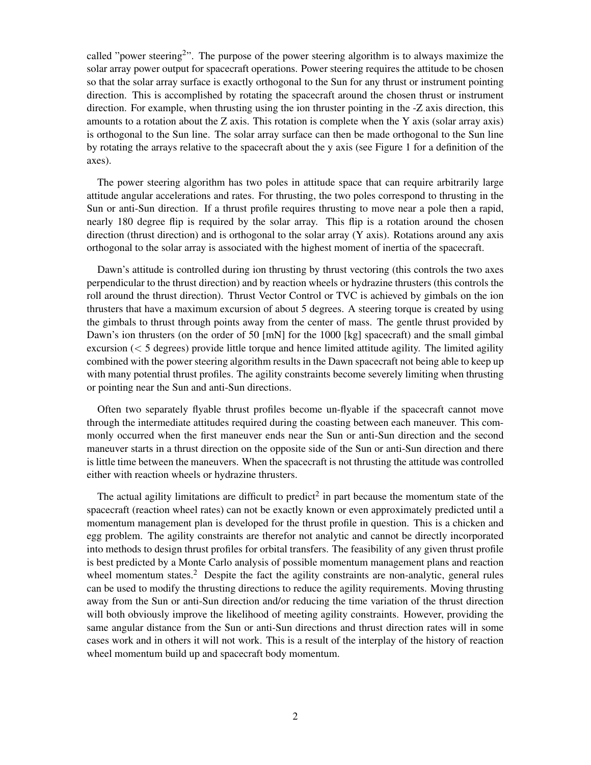called "power steering[2]". The purpose of the power steering algorithm is to always maximize the solar array power output for spacecraft operations. Power steering requires the attitude to be chosen so that the solar array surface is exactly orthogonal to the Sun for any thrust or instrument pointing direction. This is accomplished by rotating the spacecraft around the chosen thrust or instrument direction. For example, when thrusting using the ion thruster pointing in the -Z axis direction, this amounts to a rotation about the Z axis. This rotation is complete when the Y axis (solar array axis) is orthogonal to the Sun line. The solar array surface can then be made orthogonal to the Sun line by rotating the arrays relative to the spacecraft about the y axis (see Figure 1 for a definition of the axes).

The power steering algorithm has two poles in attitude space that can require arbitrarily large attitude angular accelerations and rates. For thrusting, the two poles correspond to thrusting in the Sun or anti-Sun direction. If a thrust profile requires thrusting to move near a pole then a rapid, nearly 180 degree flip is required by the solar array. This flip is a rotation around the chosen direction (thrust direction) and is orthogonal to the solar array (Y axis). Rotations around any axis orthogonal to the solar array is associated with the highest moment of inertia of the spacecraft.

Dawn's attitude is controlled during ion thrusting by thrust vectoring (this controls the two axes perpendicular to the thrust direction) and by reaction wheels or hydrazine thrusters (this controls the roll around the thrust direction). Thrust Vector Control or TVC is achieved by gimbals on the ion thrusters that have a maximum excursion of about 5 degrees. A steering torque is created by using the gimbals to thrust through points away from the center of mass. The gentle thrust provided by Dawn's ion thrusters (on the order of 50 [mN] for the 1000 [kg] spacecraft) and the small gimbal excursion ($<$ 5 degrees) provide little torque and hence limited attitude agility. The limited agility combined with the power steering algorithm results in the Dawn spacecraft not being able to keep up with many potential thrust profiles. The agility constraints become severely limiting when thrusting or pointing near the Sun and anti-Sun directions.

Often two separately flyable thrust profiles become un-flyable if the spacecraft cannot move through the intermediate attitudes required during the coasting between each maneuver. This commonly occurred when the first maneuver ends near the Sun or anti-Sun direction and the second maneuver starts in a thrust direction on the opposite side of the Sun or anti-Sun direction and there is little time between the maneuvers. When the spacecraft is not thrusting the attitude was controlled either with reaction wheels or hydrazine thrusters.

The actual agility limitations are difficult to predict[2] in part because the momentum state of the spacecraft (reaction wheel rates) can not be exactly known or even approximately predicted until a momentum management plan is developed for the thrust profile in question. This is a chicken and egg problem. The agility constraints are therefor not analytic and cannot be directly incorporated into methods to design thrust profiles for orbital transfers. The feasibility of any given thrust profile is best predicted by a Monte Carlo analysis of possible momentum management plans and reaction wheel momentum states.[2] Despite the fact the agility constraints are non-analytic, general rules can be used to modify the thrusting directions to reduce the agility requirements. Moving thrusting away from the Sun or anti-Sun direction and/or reducing the time variation of the thrust direction will both obviously improve the likelihood of meeting agility constraints. However, providing the same angular distance from the Sun or anti-Sun directions and thrust direction rates will in some cases work and in others it will not work. This is a result of the interplay of the history of reaction wheel momentum build up and spacecraft body momentum.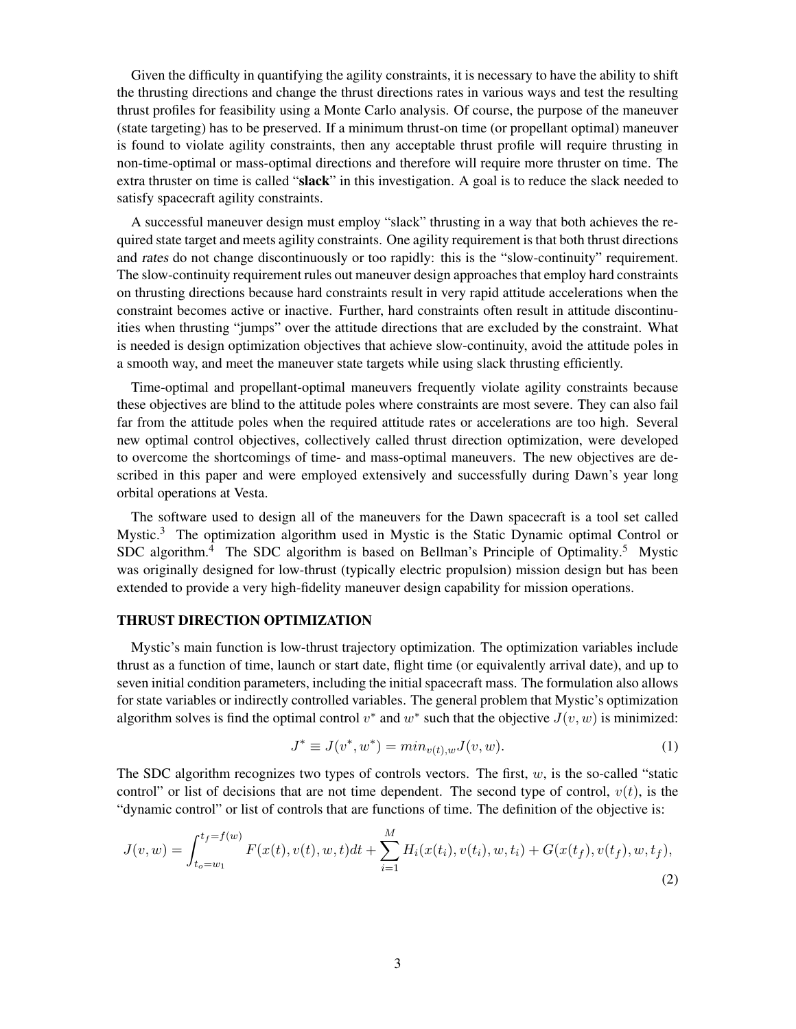Given the difficulty in quantifying the agility constraints, it is necessary to have the ability to shift the thrusting directions and change the thrust directions rates in various ways and test the resulting thrust profiles for feasibility using a Monte Carlo analysis. Of course, the purpose of the maneuver (state targeting) has to be preserved. If a minimum thrust-on time (or propellant optimal) maneuver is found to violate agility constraints, then any acceptable thrust profile will require thrusting in non-time-optimal or mass-optimal directions and therefore will require more thruster on time. The extra thruster on time is called "**slack**" in this investigation. A goal is to reduce the slack needed to satisfy spacecraft agility constraints.

A successful maneuver design must employ "slack" thrusting in a way that both achieves the required state target and meets agility constraints. One agility requirement is that both thrust directions and *rates* do not change discontinuously or too rapidly: this is the "slow-continuity" requirement. The slow-continuity requirement rules out maneuver design approaches that employ hard constraints on thrusting directions because hard constraints result in very rapid attitude accelerations when the constraint becomes active or inactive. Further, hard constraints often result in attitude discontinuities when thrusting "jumps" over the attitude directions that are excluded by the constraint. What is needed is design optimization objectives that achieve slow-continuity, avoid the attitude poles in a smooth way, and meet the maneuver state targets while using slack thrusting efficiently.

Time-optimal and propellant-optimal maneuvers frequently violate agility constraints because these objectives are blind to the attitude poles where constraints are most severe. They can also fail far from the attitude poles when the required attitude rates or accelerations are too high. Several new optimal control objectives, collectively called thrust direction optimization, were developed to overcome the shortcomings of time- and mass-optimal maneuvers. The new objectives are described in this paper and were employed extensively and successfully during Dawn's year long orbital operations at Vesta.

The software used to design all of the maneuvers for the Dawn spacecraft is a tool set called Mystic.[3] The optimization algorithm used in Mystic is the Static Dynamic optimal Control or SDC algorithm.[4] The SDC algorithm is based on Bellman's Principle of Optimality.[5] Mystic was originally designed for low-thrust (typically electric propulsion) mission design but has been extended to provide a very high-fidelity maneuver design capability for mission operations.

## THRUST DIRECTION OPTIMIZATION

Mystic's main function is low-thrust trajectory optimization. The optimization variables include thrust as a function of time, launch or start date, flight time (or equivalently arrival date), and up to seven initial condition parameters, including the initial spacecraft mass. The formulation also allows for state variables or indirectly controlled variables. The general problem that Mystic's optimization algorithm solves is find the optimal control $v^*$ and $w^*$ such that the objective $J(v, w)$ is minimized:

$$J^* \equiv J(v^*, w^*) = min_{v(t),w} J(v, w). \tag{1}$$

The SDC algorithm recognizes two types of controls vectors. The first, $w$, is the so-called "static control" or list of decisions that are not time dependent. The second type of control, $v(t)$, is the "dynamic control" or list of controls that are functions of time. The definition of the objective is:

$$J(v, w) = \int_{t_o=w_1}^{t_f=f(w)} F(x(t), v(t), w, t)dt + \sum_{i=1}^{M} H_i(x(t_i), v(t_i), w, t_i) + G(x(t_f), v(t_f), w, t_f), \tag{2}$$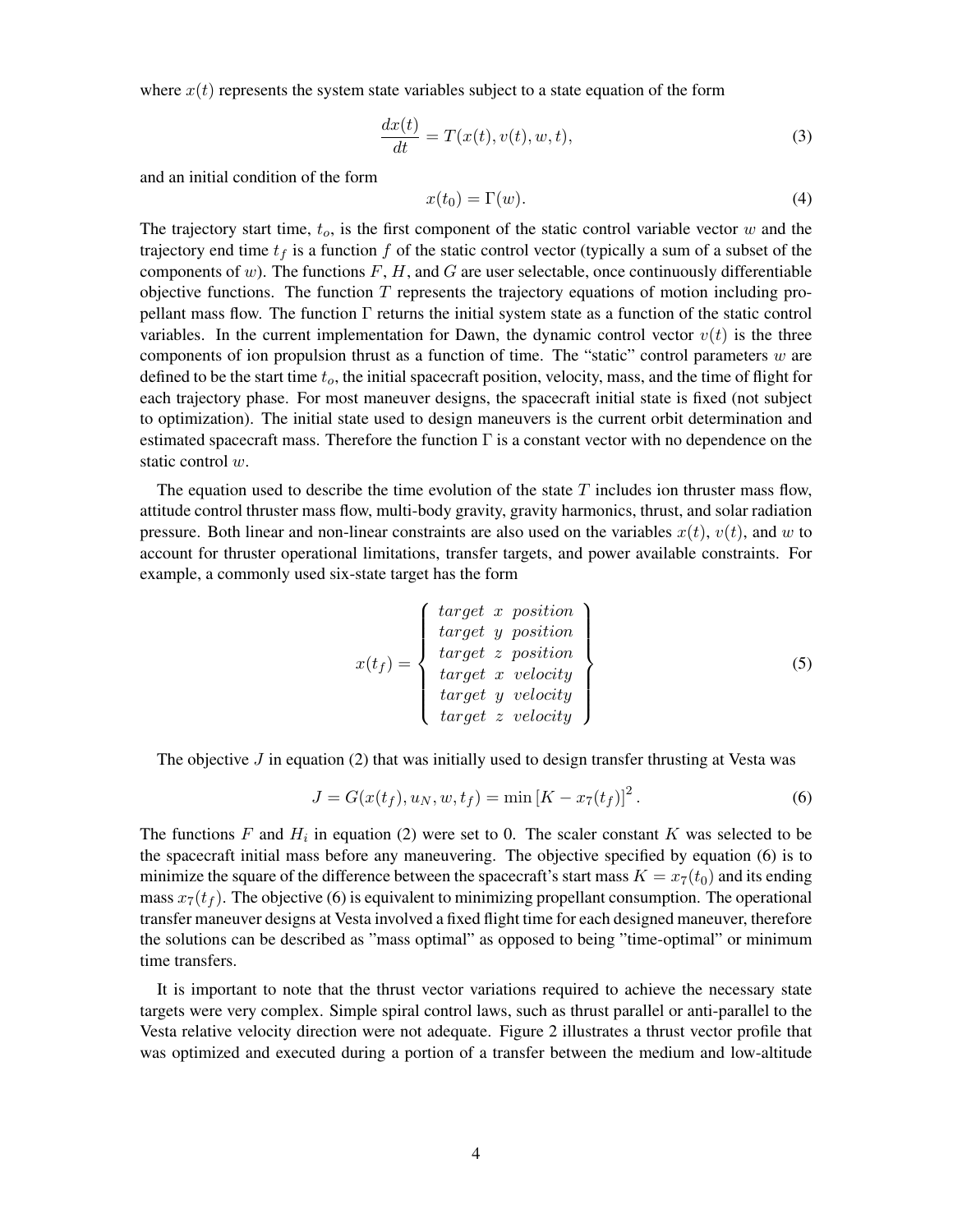where $x(t)$ represents the system state variables subject to a state equation of the form

$$\frac{dx(t)}{dt} = T(x(t), v(t), w, t), \tag{3}$$

and an initial condition of the form

$$x(t_0) = \Gamma(w). \tag{4}$$

The trajectory start time, $t_o$, is the first component of the static control variable vector $w$ and the trajectory end time $t_f$ is a function $f$ of the static control vector (typically a sum of a subset of the components of $w$). The functions $F$, $H$, and $G$ are user selectable, once continuously differentiable objective functions. The function $T$ represents the trajectory equations of motion including propellant mass flow. The function $\Gamma$ returns the initial system state as a function of the static control variables. In the current implementation for Dawn, the dynamic control vector $v(t)$ is the three components of ion propulsion thrust as a function of time. The "static" control parameters $w$ are defined to be the start time $t_o$, the initial spacecraft position, velocity, mass, and the time of flight for each trajectory phase. For most maneuver designs, the spacecraft initial state is fixed (not subject to optimization). The initial state used to design maneuvers is the current orbit determination and estimated spacecraft mass. Therefore the function $\Gamma$ is a constant vector with no dependence on the static control $w$.

The equation used to describe the time evolution of the state $T$ includes ion thruster mass flow, attitude control thruster mass flow, multi-body gravity, gravity harmonics, thrust, and solar radiation pressure. Both linear and non-linear constraints are also used on the variables $x(t)$, $v(t)$, and $w$ to account for thruster operational limitations, transfer targets, and power available constraints. For example, a commonly used six-state target has the form

$$x(t_f) = \left\{ \begin{array}{c} target\ \ x\ \ position \\ target\ \ y\ \ position \\ target\ \ z\ \ position \\ target\ \ x\ \ velocity \\ target\ \ y\ \ velocity \\ target\ \ z\ \ velocity \end{array} \right\} \tag{5}$$

The objective $J$ in equation (2) that was initially used to design transfer thrusting at Vesta was

$$J = G(x(t_f), u_N, w, t_f) = \min\left[K - x_7(t_f)\right]^2. \tag{6}$$

The functions $F$ and $H_i$ in equation (2) were set to 0. The scaler constant $K$ was selected to be the spacecraft initial mass before any maneuvering. The objective specified by equation (6) is to minimize the square of the difference between the spacecraft's start mass $K = x_7(t_0)$ and its ending mass $x_7(t_f)$. The objective (6) is equivalent to minimizing propellant consumption. The operational transfer maneuver designs at Vesta involved a fixed flight time for each designed maneuver, therefore the solutions can be described as "mass optimal" as opposed to being "time-optimal" or minimum time transfers.

It is important to note that the thrust vector variations required to achieve the necessary state targets were very complex. Simple spiral control laws, such as thrust parallel or anti-parallel to the Vesta relative velocity direction were not adequate. Figure 2 illustrates a thrust vector profile that was optimized and executed during a portion of a transfer between the medium and low-altitude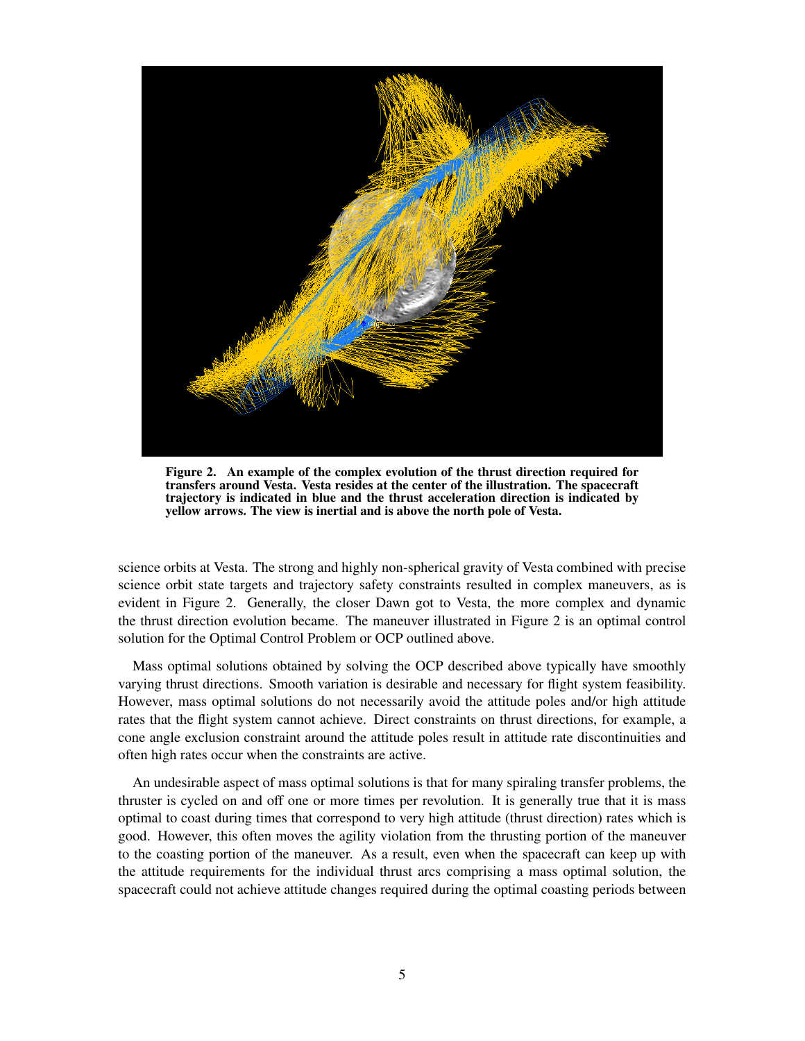**Figure 2. An example of the complex evolution of the thrust direction required for transfers around Vesta. Vesta resides at the center of the illustration. The spacecraft trajectory is indicated in blue and the thrust acceleration direction is indicated by yellow arrows. The view is inertial and is above the north pole of Vesta.**

science orbits at Vesta. The strong and highly non-spherical gravity of Vesta combined with precise science orbit state targets and trajectory safety constraints resulted in complex maneuvers, as is evident in Figure 2. Generally, the closer Dawn got to Vesta, the more complex and dynamic the thrust direction evolution became. The maneuver illustrated in Figure 2 is an optimal control solution for the Optimal Control Problem or OCP outlined above.

Mass optimal solutions obtained by solving the OCP described above typically have smoothly varying thrust directions. Smooth variation is desirable and necessary for flight system feasibility. However, mass optimal solutions do not necessarily avoid the attitude poles and/or high attitude rates that the flight system cannot achieve. Direct constraints on thrust directions, for example, a cone angle exclusion constraint around the attitude poles result in attitude rate discontinuities and often high rates occur when the constraints are active.

An undesirable aspect of mass optimal solutions is that for many spiraling transfer problems, the thruster is cycled on and off one or more times per revolution. It is generally true that it is mass optimal to coast during times that correspond to very high attitude (thrust direction) rates which is good. However, this often moves the agility violation from the thrusting portion of the maneuver to the coasting portion of the maneuver. As a result, even when the spacecraft can keep up with the attitude requirements for the individual thrust arcs comprising a mass optimal solution, the spacecraft could not achieve attitude changes required during the optimal coasting periods between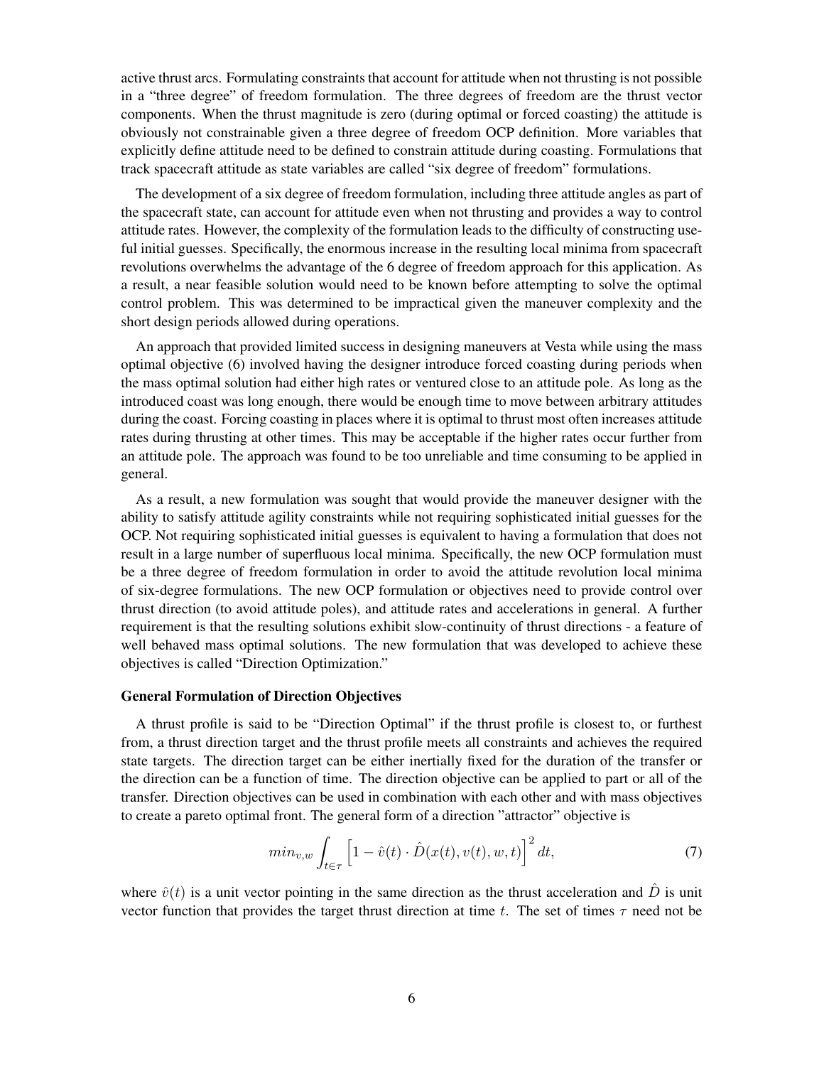active thrust arcs. Formulating constraints that account for attitude when not thrusting is not possible in a "three degree" of freedom formulation. The three degrees of freedom are the thrust vector components. When the thrust magnitude is zero (during optimal or forced coasting) the attitude is obviously not constrainable given a three degree of freedom OCP definition. More variables that explicitly define attitude need to be defined to constrain attitude during coasting. Formulations that track spacecraft attitude as state variables are called "six degree of freedom" formulations.

The development of a six degree of freedom formulation, including three attitude angles as part of the spacecraft state, can account for attitude even when not thrusting and provides a way to control attitude rates. However, the complexity of the formulation leads to the difficulty of constructing useful initial guesses. Specifically, the enormous increase in the resulting local minima from spacecraft revolutions overwhelms the advantage of the 6 degree of freedom approach for this application. As a result, a near feasible solution would need to be known before attempting to solve the optimal control problem. This was determined to be impractical given the maneuver complexity and the short design periods allowed during operations.

An approach that provided limited success in designing maneuvers at Vesta while using the mass optimal objective (6) involved having the designer introduce forced coasting during periods when the mass optimal solution had either high rates or ventured close to an attitude pole. As long as the introduced coast was long enough, there would be enough time to move between arbitrary attitudes during the coast. Forcing coasting in places where it is optimal to thrust most often increases attitude rates during thrusting at other times. This may be acceptable if the higher rates occur further from an attitude pole. The approach was found to be too unreliable and time consuming to be applied in general.

As a result, a new formulation was sought that would provide the maneuver designer with the ability to satisfy attitude agility constraints while not requiring sophisticated initial guesses for the OCP. Not requiring sophisticated initial guesses is equivalent to having a formulation that does not result in a large number of superfluous local minima. Specifically, the new OCP formulation must be a three degree of freedom formulation in order to avoid the attitude revolution local minima of six-degree formulations. The new OCP formulation or objectives need to provide control over thrust direction (to avoid attitude poles), and attitude rates and accelerations in general. A further requirement is that the resulting solutions exhibit slow-continuity of thrust directions - a feature of well behaved mass optimal solutions. The new formulation that was developed to achieve these objectives is called "Direction Optimization."

**General Formulation of Direction Objectives**

A thrust profile is said to be "Direction Optimal" if the thrust profile is closest to, or furthest from, a thrust direction target and the thrust profile meets all constraints and achieves the required state targets. The direction target can be either inertially fixed for the duration of the transfer or the direction can be a function of time. The direction objective can be applied to part or all of the transfer. Direction objectives can be used in combination with each other and with mass objectives to create a pareto optimal front. The general form of a direction "attractor" objective is

$$min_{v,w} \int_{t \in \tau} \Big[ 1 - \hat{v}(t) \cdot \hat{D}(x(t), v(t), w, t) \Big]^2 dt, \tag{7}$$

where $\hat{v}(t)$ is a unit vector pointing in the same direction as the thrust acceleration and $\hat{D}$ is unit vector function that provides the target thrust direction at time $t$. The set of times $\tau$ need not be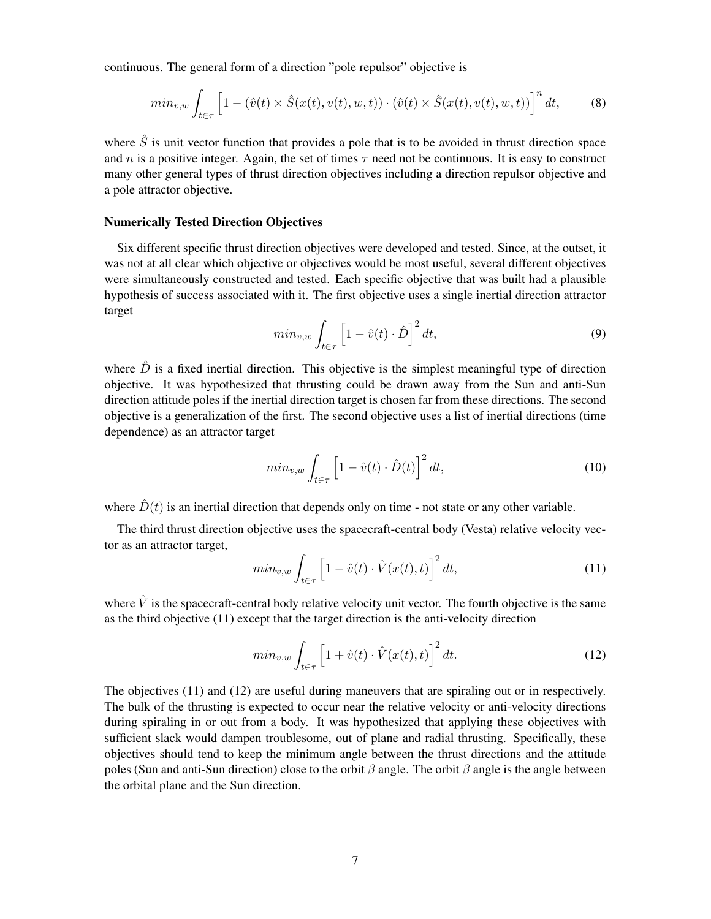continuous. The general form of a direction "pole repulsor" objective is

$$min_{v,w} \int_{t \in \tau} \left[ 1 - (\hat{v}(t) \times \hat{S}(x(t), v(t), w, t)) \cdot (\hat{v}(t) \times \hat{S}(x(t), v(t), w, t)) \right]^n dt, \tag{8}$$

where $\hat{S}$ is unit vector function that provides a pole that is to be avoided in thrust direction space and $n$ is a positive integer. Again, the set of times $\tau$ need not be continuous. It is easy to construct many other general types of thrust direction objectives including a direction repulsor objective and a pole attractor objective.

### Numerically Tested Direction Objectives

Six different specific thrust direction objectives were developed and tested. Since, at the outset, it was not at all clear which objective or objectives would be most useful, several different objectives were simultaneously constructed and tested. Each specific objective that was built had a plausible hypothesis of success associated with it. The first objective uses a single inertial direction attractor target

$$min_{v,w} \int_{t \in \tau} \left[ 1 - \hat{v}(t) \cdot \hat{D} \right]^2 dt, \tag{9}$$

where $\hat{D}$ is a fixed inertial direction. This objective is the simplest meaningful type of direction objective. It was hypothesized that thrusting could be drawn away from the Sun and anti-Sun direction attitude poles if the inertial direction target is chosen far from these directions. The second objective is a generalization of the first. The second objective uses a list of inertial directions (time dependence) as an attractor target

$$min_{v,w} \int_{t \in \tau} \left[ 1 - \hat{v}(t) \cdot \hat{D}(t) \right]^2 dt, \tag{10}$$

where $\hat{D}(t)$ is an inertial direction that depends only on time - not state or any other variable.

The third thrust direction objective uses the spacecraft-central body (Vesta) relative velocity vector as an attractor target,

$$min_{v,w} \int_{t \in \tau} \left[ 1 - \hat{v}(t) \cdot \hat{V}(x(t), t) \right]^2 dt, \tag{11}$$

where $\hat{V}$ is the spacecraft-central body relative velocity unit vector. The fourth objective is the same as the third objective (11) except that the target direction is the anti-velocity direction

$$min_{v,w} \int_{t \in \tau} \left[ 1 + \hat{v}(t) \cdot \hat{V}(x(t), t) \right]^2 dt. \tag{12}$$

The objectives (11) and (12) are useful during maneuvers that are spiraling out or in respectively. The bulk of the thrusting is expected to occur near the relative velocity or anti-velocity directions during spiraling in or out from a body. It was hypothesized that applying these objectives with sufficient slack would dampen troublesome, out of plane and radial thrusting. Specifically, these objectives should tend to keep the minimum angle between the thrust directions and the attitude poles (Sun and anti-Sun direction) close to the orbit $\beta$ angle. The orbit $\beta$ angle is the angle between the orbital plane and the Sun direction.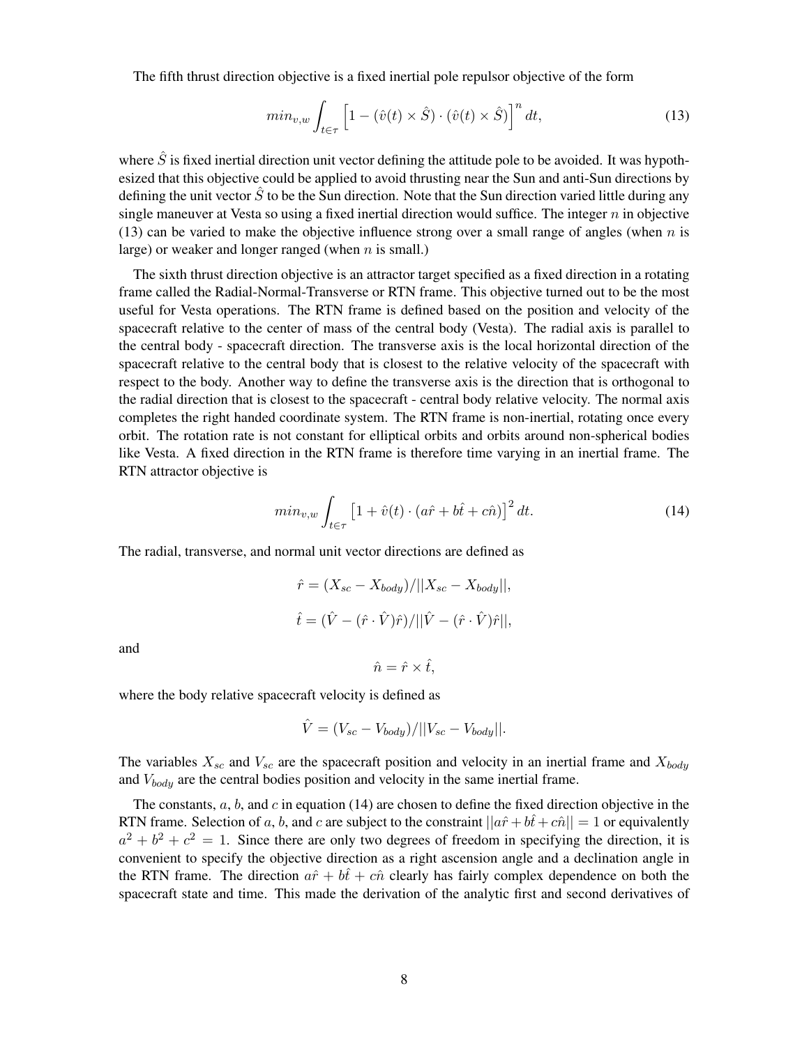The fifth thrust direction objective is a fixed inertial pole repulsor objective of the form

$$min_{v,w} \int_{t \in \tau} \left[ 1 - (\hat{v}(t) \times \hat{S}) \cdot (\hat{v}(t) \times \hat{S}) \right]^n dt, \tag{13}$$

where $\hat{S}$ is fixed inertial direction unit vector defining the attitude pole to be avoided. It was hypothesized that this objective could be applied to avoid thrusting near the Sun and anti-Sun directions by defining the unit vector $\hat{S}$ to be the Sun direction. Note that the Sun direction varied little during any single maneuver at Vesta so using a fixed inertial direction would suffice. The integer $n$ in objective (13) can be varied to make the objective influence strong over a small range of angles (when $n$ is large) or weaker and longer ranged (when $n$ is small.)

The sixth thrust direction objective is an attractor target specified as a fixed direction in a rotating frame called the Radial-Normal-Transverse or RTN frame. This objective turned out to be the most useful for Vesta operations. The RTN frame is defined based on the position and velocity of the spacecraft relative to the center of mass of the central body (Vesta). The radial axis is parallel to the central body - spacecraft direction. The transverse axis is the local horizontal direction of the spacecraft relative to the central body that is closest to the relative velocity of the spacecraft with respect to the body. Another way to define the transverse axis is the direction that is orthogonal to the radial direction that is closest to the spacecraft - central body relative velocity. The normal axis completes the right handed coordinate system. The RTN frame is non-inertial, rotating once every orbit. The rotation rate is not constant for elliptical orbits and orbits around non-spherical bodies like Vesta. A fixed direction in the RTN frame is therefore time varying in an inertial frame. The RTN attractor objective is

$$min_{v,w} \int_{t \in \tau} \left[ 1 + \hat{v}(t) \cdot (a\hat{r} + b\hat{t} + c\hat{n}) \right]^2 dt. \tag{14}$$

The radial, transverse, and normal unit vector directions are defined as

$$\hat{r} = (X_{sc} - X_{body})/||X_{sc} - X_{body}||,$$

$$\hat{t} = (\hat{V} - (\hat{r} \cdot \hat{V})\hat{r})/||\hat{V} - (\hat{r} \cdot \hat{V})\hat{r}||,$$

and

$$\hat{n} = \hat{r} \times \hat{t},$$

where the body relative spacecraft velocity is defined as

$$\hat{V} = (V_{sc} - V_{body})/||V_{sc} - V_{body}||.$$

The variables $X_{sc}$ and $V_{sc}$ are the spacecraft position and velocity in an inertial frame and $X_{body}$ and $V_{body}$ are the central bodies position and velocity in the same inertial frame.

The constants, $a$, $b$, and $c$ in equation (14) are chosen to define the fixed direction objective in the RTN frame. Selection of $a$, $b$, and $c$ are subject to the constraint $||a\hat{r} + b\hat{t} + c\hat{n}|| = 1$ or equivalently $a^2 + b^2 + c^2 = 1$. Since there are only two degrees of freedom in specifying the direction, it is convenient to specify the objective direction as a right ascension angle and a declination angle in the RTN frame. The direction $a\hat{r} + b\hat{t} + c\hat{n}$ clearly has fairly complex dependence on both the spacecraft state and time. This made the derivation of the analytic first and second derivatives of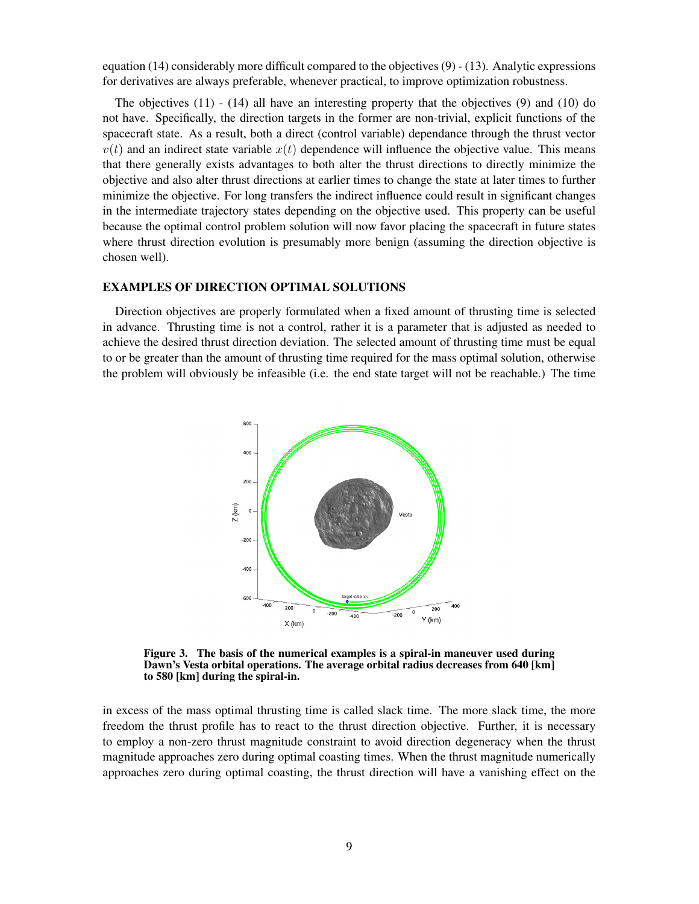equation (14) considerably more difficult compared to the objectives (9) - (13). Analytic expressions for derivatives are always preferable, whenever practical, to improve optimization robustness.

The objectives (11) - (14) all have an interesting property that the objectives (9) and (10) do not have. Specifically, the direction targets in the former are non-trivial, explicit functions of the spacecraft state. As a result, both a direct (control variable) dependance through the thrust vector $v(t)$ and an indirect state variable $x(t)$ dependence will influence the objective value. This means that there generally exists advantages to both alter the thrust directions to directly minimize the objective and also alter thrust directions at earlier times to change the state at later times to further minimize the objective. For long transfers the indirect influence could result in significant changes in the intermediate trajectory states depending on the objective used. This property can be useful because the optimal control problem solution will now favor placing the spacecraft in future states where thrust direction evolution is presumably more benign (assuming the direction objective is chosen well).

## EXAMPLES OF DIRECTION OPTIMAL SOLUTIONS

Direction objectives are properly formulated when a fixed amount of thrusting time is selected in advance. Thrusting time is not a control, rather it is a parameter that is adjusted as needed to achieve the desired thrust direction deviation. The selected amount of thrusting time must be equal to or be greater than the amount of thrusting time required for the mass optimal solution, otherwise the problem will obviously be infeasible (i.e. the end state target will not be reachable.) The time

**Figure 3. The basis of the numerical examples is a spiral-in maneuver used during Dawn's Vesta orbital operations. The average orbital radius decreases from 640 [km] to 580 [km] during the spiral-in.**

in excess of the mass optimal thrusting time is called slack time. The more slack time, the more freedom the thrust profile has to react to the thrust direction objective. Further, it is necessary to employ a non-zero thrust magnitude constraint to avoid direction degeneracy when the thrust magnitude approaches zero during optimal coasting times. When the thrust magnitude numerically approaches zero during optimal coasting, the thrust direction will have a vanishing effect on the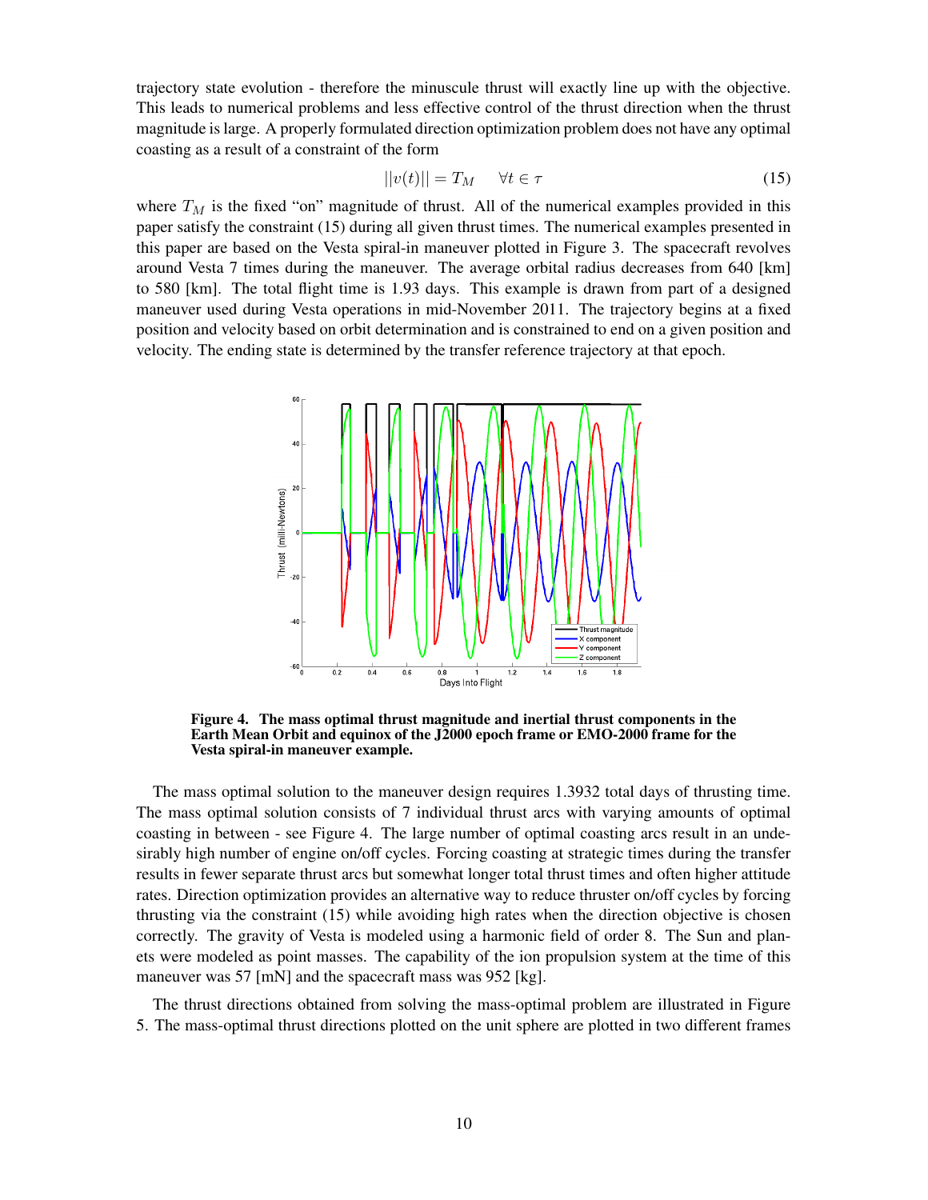trajectory state evolution - therefore the minuscule thrust will exactly line up with the objective. This leads to numerical problems and less effective control of the thrust direction when the thrust magnitude is large. A properly formulated direction optimization problem does not have any optimal coasting as a result of a constraint of the form

$$||v(t)|| = T_M \quad \forall t \in \tau \tag{15}$$

where $T_M$ is the fixed "on" magnitude of thrust. All of the numerical examples provided in this paper satisfy the constraint (15) during all given thrust times. The numerical examples presented in this paper are based on the Vesta spiral-in maneuver plotted in Figure 3. The spacecraft revolves around Vesta 7 times during the maneuver. The average orbital radius decreases from 640 [km] to 580 [km]. The total flight time is 1.93 days. This example is drawn from part of a designed maneuver used during Vesta operations in mid-November 2011. The trajectory begins at a fixed position and velocity based on orbit determination and is constrained to end on a given position and velocity. The ending state is determined by the transfer reference trajectory at that epoch.

**Figure 4. The mass optimal thrust magnitude and inertial thrust components in the Earth Mean Orbit and equinox of the J2000 epoch frame or EMO-2000 frame for the Vesta spiral-in maneuver example.**

The mass optimal solution to the maneuver design requires 1.3932 total days of thrusting time. The mass optimal solution consists of 7 individual thrust arcs with varying amounts of optimal coasting in between - see Figure 4. The large number of optimal coasting arcs result in an undesirably high number of engine on/off cycles. Forcing coasting at strategic times during the transfer results in fewer separate thrust arcs but somewhat longer total thrust times and often higher attitude rates. Direction optimization provides an alternative way to reduce thruster on/off cycles by forcing thrusting via the constraint (15) while avoiding high rates when the direction objective is chosen correctly. The gravity of Vesta is modeled using a harmonic field of order 8. The Sun and planets were modeled as point masses. The capability of the ion propulsion system at the time of this maneuver was 57 [mN] and the spacecraft mass was 952 [kg].

The thrust directions obtained from solving the mass-optimal problem are illustrated in Figure 5. The mass-optimal thrust directions plotted on the unit sphere are plotted in two different frames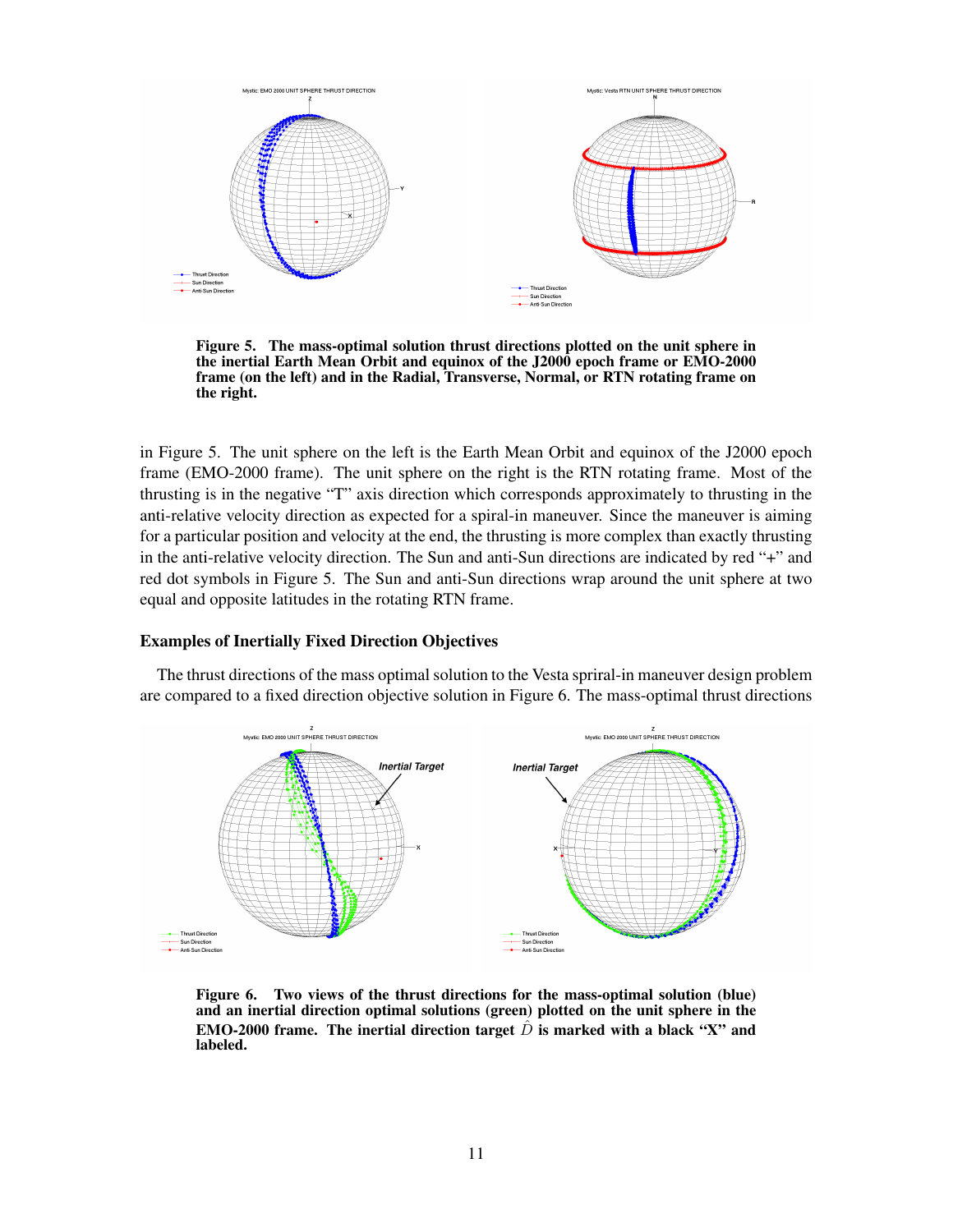**Figure 5. The mass-optimal solution thrust directions plotted on the unit sphere in the inertial Earth Mean Orbit and equinox of the J2000 epoch frame or EMO-2000 frame (on the left) and in the Radial, Transverse, Normal, or RTN rotating frame on the right.**

in Figure 5. The unit sphere on the left is the Earth Mean Orbit and equinox of the J2000 epoch frame (EMO-2000 frame). The unit sphere on the right is the RTN rotating frame. Most of the thrusting is in the negative "T" axis direction which corresponds approximately to thrusting in the anti-relative velocity direction as expected for a spiral-in maneuver. Since the maneuver is aiming for a particular position and velocity at the end, the thrusting is more complex than exactly thrusting in the anti-relative velocity direction. The Sun and anti-Sun directions are indicated by red "+" and red dot symbols in Figure 5. The Sun and anti-Sun directions wrap around the unit sphere at two equal and opposite latitudes in the rotating RTN frame.

### Examples of Inertially Fixed Direction Objectives

The thrust directions of the mass optimal solution to the Vesta spiral-in maneuver design problem are compared to a fixed direction objective solution in Figure 6. The mass-optimal thrust directions

**Figure 6. Two views of the thrust directions for the mass-optimal solution (blue) and an inertial direction optimal solutions (green) plotted on the unit sphere in the EMO-2000 frame. The inertial direction target $\hat{D}$ is marked with a black "X" and labeled.**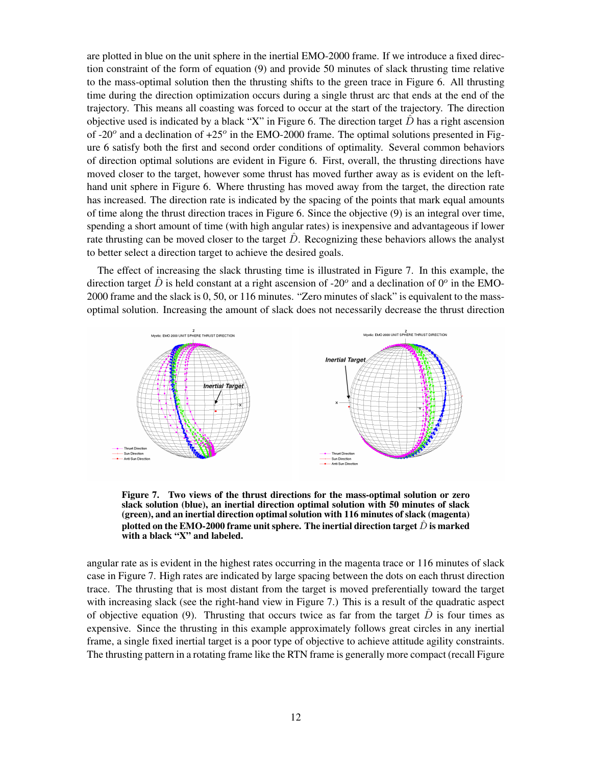are plotted in blue on the unit sphere in the inertial EMO-2000 frame. If we introduce a fixed direction constraint of the form of equation (9) and provide 50 minutes of slack thrusting time relative to the mass-optimal solution then the thrusting shifts to the green trace in Figure 6. All thrusting time during the direction optimization occurs during a single thrust arc that ends at the end of the trajectory. This means all coasting was forced to occur at the start of the trajectory. The direction objective used is indicated by a black "X" in Figure 6. The direction target $\hat{D}$ has a right ascension of -20$^o$ and a declination of +25$^o$ in the EMO-2000 frame. The optimal solutions presented in Figure 6 satisfy both the first and second order conditions of optimality. Several common behaviors of direction optimal solutions are evident in Figure 6. First, overall, the thrusting directions have moved closer to the target, however some thrust has moved further away as is evident on the left-hand unit sphere in Figure 6. Where thrusting has moved away from the target, the direction rate has increased. The direction rate is indicated by the spacing of the points that mark equal amounts of time along the thrust direction traces in Figure 6. Since the objective (9) is an integral over time, spending a short amount of time (with high angular rates) is inexpensive and advantageous if lower rate thrusting can be moved closer to the target $\hat{D}$. Recognizing these behaviors allows the analyst to better select a direction target to achieve the desired goals.

The effect of increasing the slack thrusting time is illustrated in Figure 7. In this example, the direction target $\hat{D}$ is held constant at a right ascension of -20$^o$ and a declination of 0$^o$ in the EMO-2000 frame and the slack is 0, 50, or 116 minutes. "Zero minutes of slack" is equivalent to the mass-optimal solution. Increasing the amount of slack does not necessarily decrease the thrust direction

**Figure 7. Two views of the thrust directions for the mass-optimal solution or zero slack solution (blue), an inertial direction optimal solution with 50 minutes of slack (green), and an inertial direction optimal solution with 116 minutes of slack (magenta) plotted on the EMO-2000 frame unit sphere. The inertial direction target $\hat{D}$ is marked with a black "X" and labeled.**

angular rate as is evident in the highest rates occurring in the magenta trace or 116 minutes of slack case in Figure 7. High rates are indicated by large spacing between the dots on each thrust direction trace. The thrusting that is most distant from the target is moved preferentially toward the target with increasing slack (see the right-hand view in Figure 7.) This is a result of the quadratic aspect of objective equation (9). Thrusting that occurs twice as far from the target $\hat{D}$ is four times as expensive. Since the thrusting in this example approximately follows great circles in any inertial frame, a single fixed inertial target is a poor type of objective to achieve attitude agility constraints. The thrusting pattern in a rotating frame like the RTN frame is generally more compact (recall Figure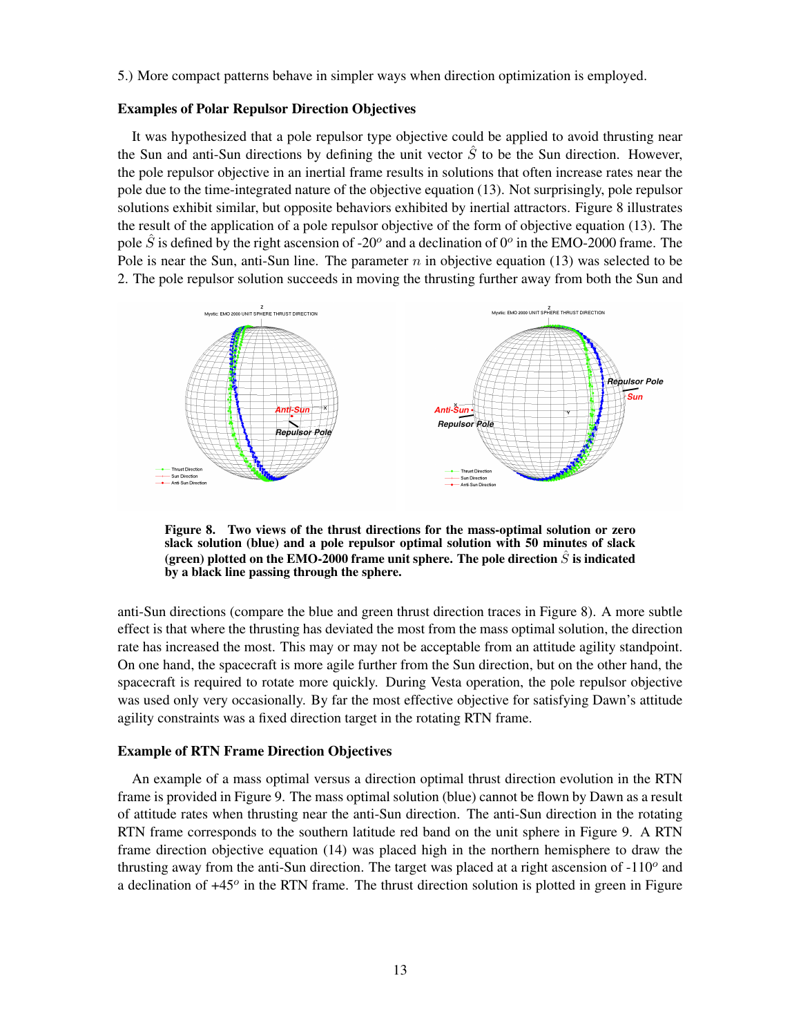5.) More compact patterns behave in simpler ways when direction optimization is employed.

**Examples of Polar Repulsor Direction Objectives**

It was hypothesized that a pole repulsor type objective could be applied to avoid thrusting near the Sun and anti-Sun directions by defining the unit vector $\hat{S}$ to be the Sun direction. However, the pole repulsor objective in an inertial frame results in solutions that often increase rates near the pole due to the time-integrated nature of the objective equation (13). Not surprisingly, pole repulsor solutions exhibit similar, but opposite behaviors exhibited by inertial attractors. Figure 8 illustrates the result of the application of a pole repulsor objective of the form of objective equation (13). The pole $\hat{S}$ is defined by the right ascension of -20$^o$ and a declination of 0$^o$ in the EMO-2000 frame. The Pole is near the Sun, anti-Sun line. The parameter $n$ in objective equation (13) was selected to be 2. The pole repulsor solution succeeds in moving the thrusting further away from both the Sun and anti-Sun directions (compare the blue and green thrust direction traces in Figure 8). A more subtle effect is that where the thrusting has deviated the most from the mass optimal solution, the direction rate has increased the most. This may or may not be acceptable from an attitude agility standpoint. On one hand, the spacecraft is more agile further from the Sun direction, but on the other hand, the spacecraft is required to rotate more quickly. During Vesta operation, the pole repulsor objective was used only very occasionally. By far the most effective objective for satisfying Dawn's attitude agility constraints was a fixed direction target in the rotating RTN frame.

**Figure 8. Two views of the thrust directions for the mass-optimal solution or zero slack solution (blue) and a pole repulsor optimal solution with 50 minutes of slack (green) plotted on the EMO-2000 frame unit sphere. The pole direction $\hat{S}$ is indicated by a black line passing through the sphere.**

**Example of RTN Frame Direction Objectives**

An example of a mass optimal versus a direction optimal thrust direction evolution in the RTN frame is provided in Figure 9. The mass optimal solution (blue) cannot be flown by Dawn as a result of attitude rates when thrusting near the anti-Sun direction. The anti-Sun direction in the rotating RTN frame corresponds to the southern latitude red band on the unit sphere in Figure 9. A RTN frame direction objective equation (14) was placed high in the northern hemisphere to draw the thrusting away from the anti-Sun direction. The target was placed at a right ascension of -110$^o$ and a declination of +45$^o$ in the RTN frame. The thrust direction solution is plotted in green in Figure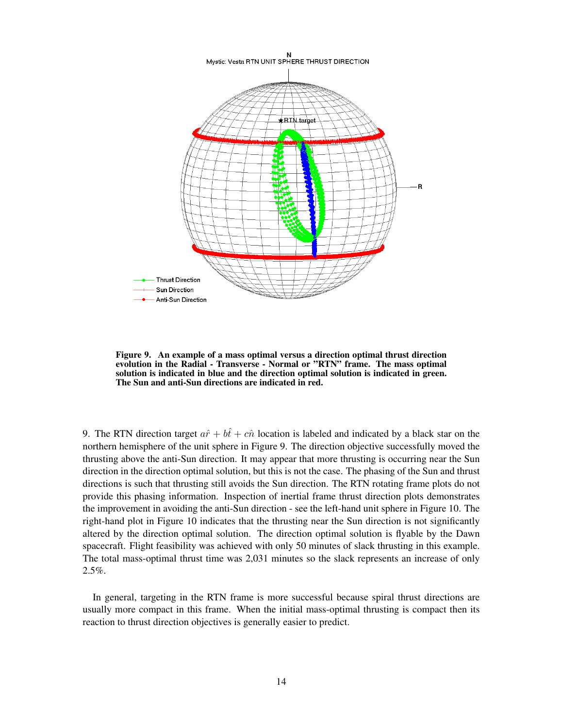**Figure 9. An example of a mass optimal versus a direction optimal thrust direction evolution in the Radial - Transverse - Normal or "RTN" frame. The mass optimal solution is indicated in blue and the direction optimal solution is indicated in green. The Sun and anti-Sun directions are indicated in red.**

9. The RTN direction target $a\hat{r} + b\hat{t} + c\hat{n}$ location is labeled and indicated by a black star on the northern hemisphere of the unit sphere in Figure 9. The direction objective successfully moved the thrusting above the anti-Sun direction. It may appear that more thrusting is occurring near the Sun direction in the direction optimal solution, but this is not the case. The phasing of the Sun and thrust directions is such that thrusting still avoids the Sun direction. The RTN rotating frame plots do not provide this phasing information. Inspection of inertial frame thrust direction plots demonstrates the improvement in avoiding the anti-Sun direction - see the left-hand unit sphere in Figure 10. The right-hand plot in Figure 10 indicates that the thrusting near the Sun direction is not significantly altered by the direction optimal solution. The direction optimal solution is flyable by the Dawn spacecraft. Flight feasibility was achieved with only 50 minutes of slack thrusting in this example. The total mass-optimal thrust time was 2,031 minutes so the slack represents an increase of only 2.5%.

In general, targeting in the RTN frame is more successful because spiral thrust directions are usually more compact in this frame. When the initial mass-optimal thrusting is compact then its reaction to thrust direction objectives is generally easier to predict.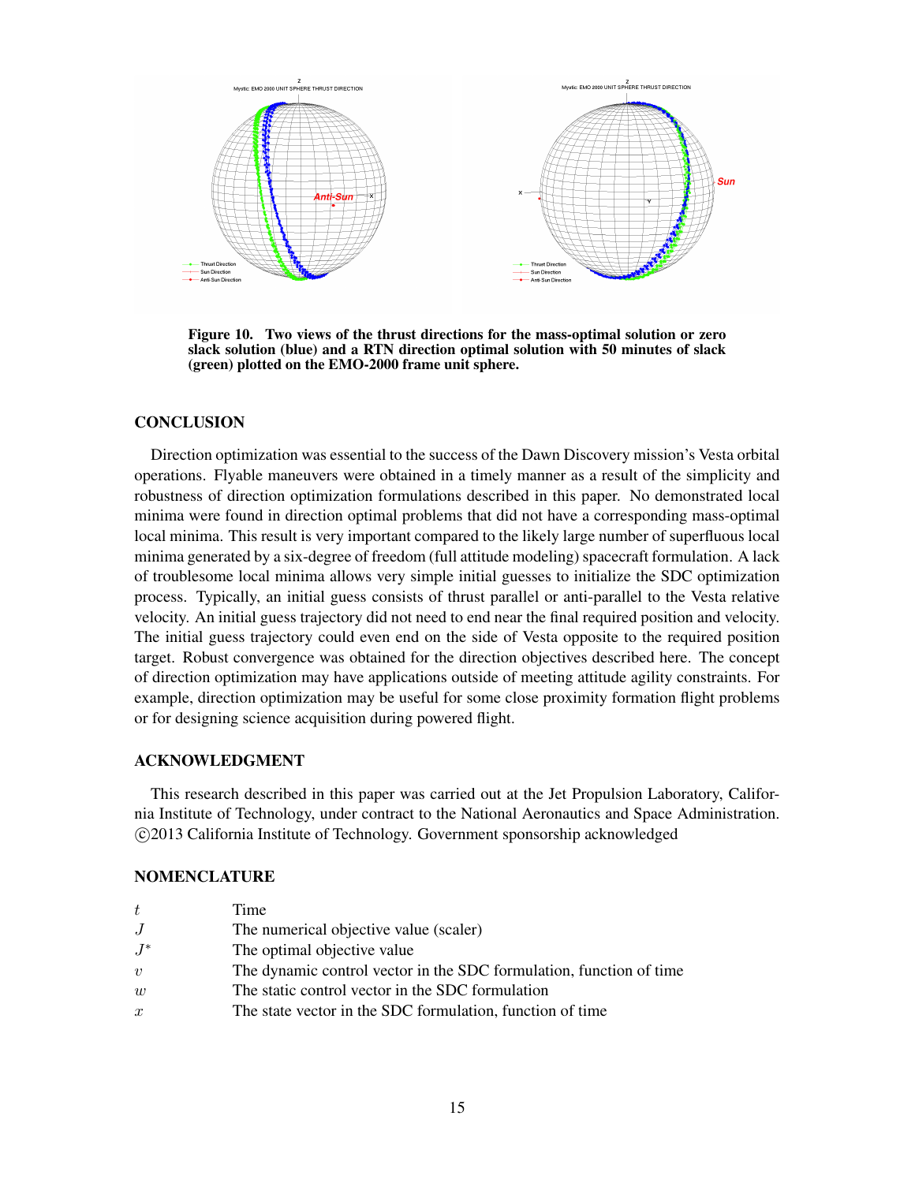**Figure 10. Two views of the thrust directions for the mass-optimal solution or zero slack solution (blue) and a RTN direction optimal solution with 50 minutes of slack (green) plotted on the EMO-2000 frame unit sphere.**

## CONCLUSION

Direction optimization was essential to the success of the Dawn Discovery mission's Vesta orbital operations. Flyable maneuvers were obtained in a timely manner as a result of the simplicity and robustness of direction optimization formulations described in this paper. No demonstrated local minima were found in direction optimal problems that did not have a corresponding mass-optimal local minima. This result is very important compared to the likely large number of superfluous local minima generated by a six-degree of freedom (full attitude modeling) spacecraft formulation. A lack of troublesome local minima allows very simple initial guesses to initialize the SDC optimization process. Typically, an initial guess consists of thrust parallel or anti-parallel to the Vesta relative velocity. An initial guess trajectory did not need to end near the final required position and velocity. The initial guess trajectory could even end on the side of Vesta opposite to the required position target. Robust convergence was obtained for the direction objectives described here. The concept of direction optimization may have applications outside of meeting attitude agility constraints. For example, direction optimization may be useful for some close proximity formation flight problems or for designing science acquisition during powered flight.

## ACKNOWLEDGMENT

This research described in this paper was carried out at the Jet Propulsion Laboratory, California Institute of Technology, under contract to the National Aeronautics and Space Administration. ©2013 California Institute of Technology. Government sponsorship acknowledged

## NOMENCLATURE

| | |
|---|---|
| $t$ | Time |
| $J$ | The numerical objective value (scaler) |
| $J^*$ | The optimal objective value |
| $v$ | The dynamic control vector in the SDC formulation, function of time |
| $w$ | The static control vector in the SDC formulation |
| $x$ | The state vector in the SDC formulation, function of time |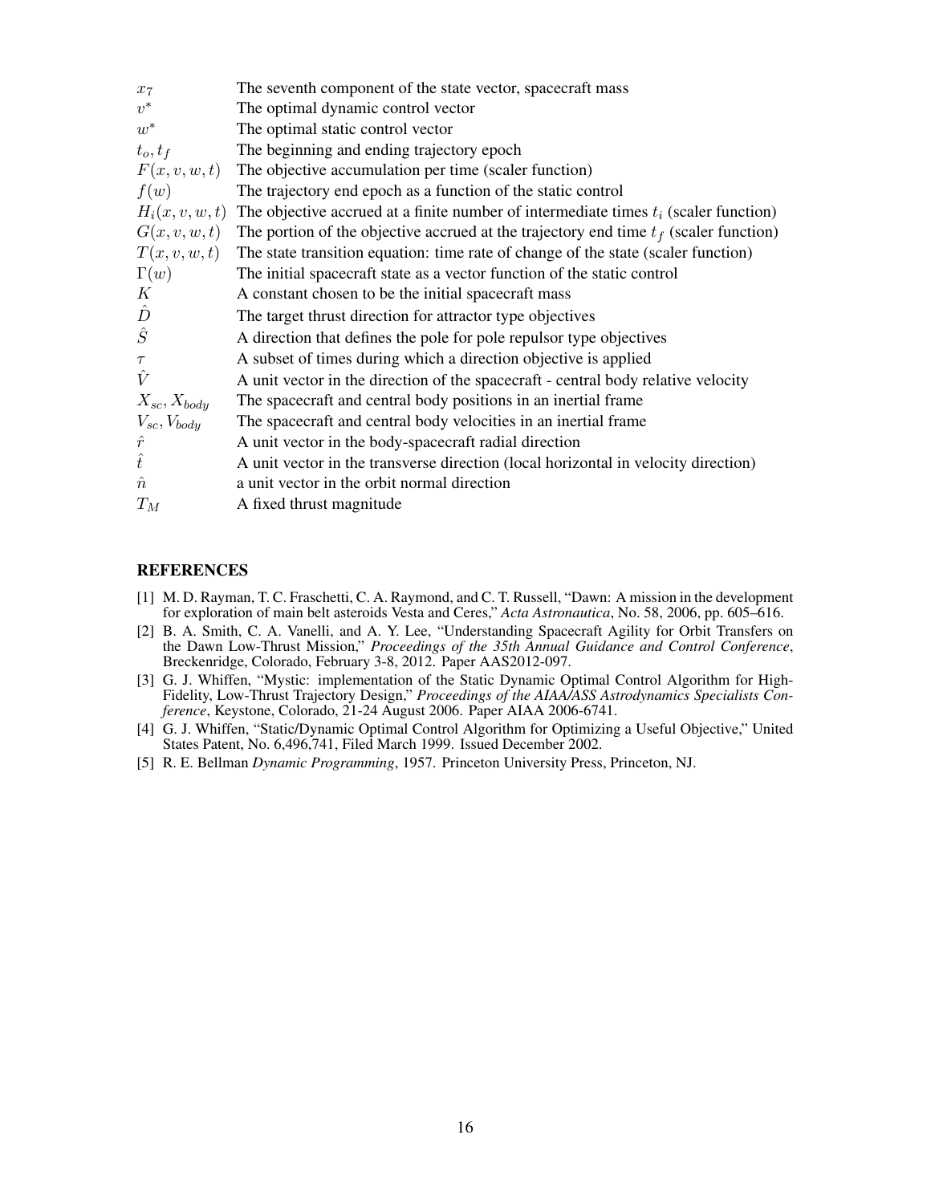| | |
|---|---|
| $x_7$ | The seventh component of the state vector, spacecraft mass |
| $v^*$ | The optimal dynamic control vector |
| $w^*$ | The optimal static control vector |
| $t_o, t_f$ | The beginning and ending trajectory epoch |
| $F(x, v, w, t)$ | The objective accumulation per time (scaler function) |
| $f(w)$ | The trajectory end epoch as a function of the static control |
| $H_i(x, v, w, t)$ | The objective accrued at a finite number of intermediate times $t_i$ (scaler function) |
| $G(x, v, w, t)$ | The portion of the objective accrued at the trajectory end time $t_f$ (scaler function) |
| $T(x, v, w, t)$ | The state transition equation: time rate of change of the state (scaler function) |
| $\Gamma(w)$ | The initial spacecraft state as a vector function of the static control |
| $K$ | A constant chosen to be the initial spacecraft mass |
| $\hat{D}$ | The target thrust direction for attractor type objectives |
| $\hat{S}$ | A direction that defines the pole for pole repulsor type objectives |
| $\tau$ | A subset of times during which a direction objective is applied |
| $\hat{V}$ | A unit vector in the direction of the spacecraft - central body relative velocity |
| $X_{sc}, X_{body}$ | The spacecraft and central body positions in an inertial frame |
| $V_{sc}, V_{body}$ | The spacecraft and central body velocities in an inertial frame |
| $\hat{r}$ | A unit vector in the body-spacecraft radial direction |
| $\hat{t}$ | A unit vector in the transverse direction (local horizontal in velocity direction) |
| $\hat{n}$ | a unit vector in the orbit normal direction |
| $T_M$ | A fixed thrust magnitude |

## REFERENCES

[1] M. D. Rayman, T. C. Fraschetti, C. A. Raymond, and C. T. Russell, "Dawn: A mission in the development for exploration of main belt asteroids Vesta and Ceres," *Acta Astronautica*, No. 58, 2006, pp. 605–616.

[2] B. A. Smith, C. A. Vanelli, and A. Y. Lee, "Understanding Spacecraft Agility for Orbit Transfers on the Dawn Low-Thrust Mission," *Proceedings of the 35th Annual Guidance and Control Conference*, Breckenridge, Colorado, February 3-8, 2012. Paper AAS2012-097.

[3] G. J. Whiffen, "Mystic: implementation of the Static Dynamic Optimal Control Algorithm for High-Fidelity, Low-Thrust Trajectory Design," *Proceedings of the AIAA/ASS Astrodynamics Specialists Conference*, Keystone, Colorado, 21-24 August 2006. Paper AIAA 2006-6741.

[4] G. J. Whiffen, "Static/Dynamic Optimal Control Algorithm for Optimizing a Useful Objective," United States Patent, No. 6,496,741, Filed March 1999. Issued December 2002.

[5] R. E. Bellman *Dynamic Programming*, 1957. Princeton University Press, Princeton, NJ.